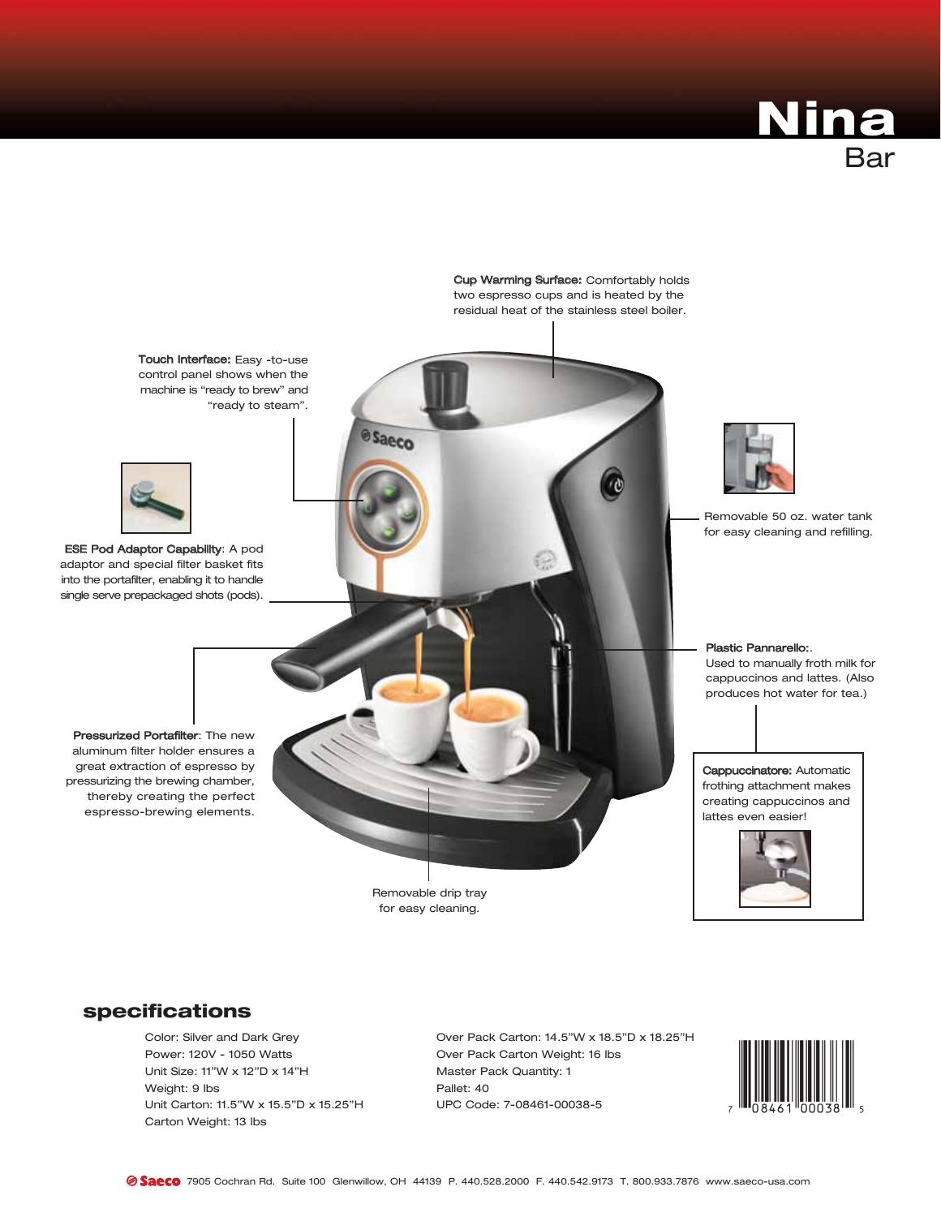# Nina

## Bar

**Cup Warming Surface:** Comfortably holds two espresso cups and is heated by the residual heat of the stainless steel boiler.

**Touch Interface:** Easy -to-use control panel shows when the machine is "ready to brew" and "ready to steam".

Removable 50 oz. water tank for easy cleaning and refilling.

**ESE Pod Adaptor Capability**: A pod adaptor and special filter basket fits into the portafilter, enabling it to handle single serve prepackaged shots (pods).

**Plastic Pannarello:**. Used to manually froth milk for cappuccinos and lattes. (Also produces hot water for tea.)

**Pressurized Portafilter**: The new aluminum filter holder ensures a great extraction of espresso by pressurizing the brewing chamber, thereby creating the perfect espresso-brewing elements.

**Cappuccinatore:** Automatic frothing attachment makes creating cappuccinos and lattes even easier!

Removable drip tray for easy cleaning.

## specifications

Color: Silver and Dark Grey
Power: 120V - 1050 Watts
Unit Size: 11"W x 12"D x 14"H
Weight: 9 lbs
Unit Carton: 11.5"W x 15.5"D x 15.25"H
Carton Weight: 13 lbs

Over Pack Carton: 14.5"W x 18.5"D x 18.25"H
Over Pack Carton Weight: 16 lbs
Master Pack Quantity: 1
Pallet: 40
UPC Code: 7-08461-00038-5

7 08461 00038 5

Saeco 7905 Cochran Rd. Suite 100 Glenwillow, OH 44139 P. 440.528.2000 F. 440.542.9173 T. 800.933.7876 www.saeco-usa.com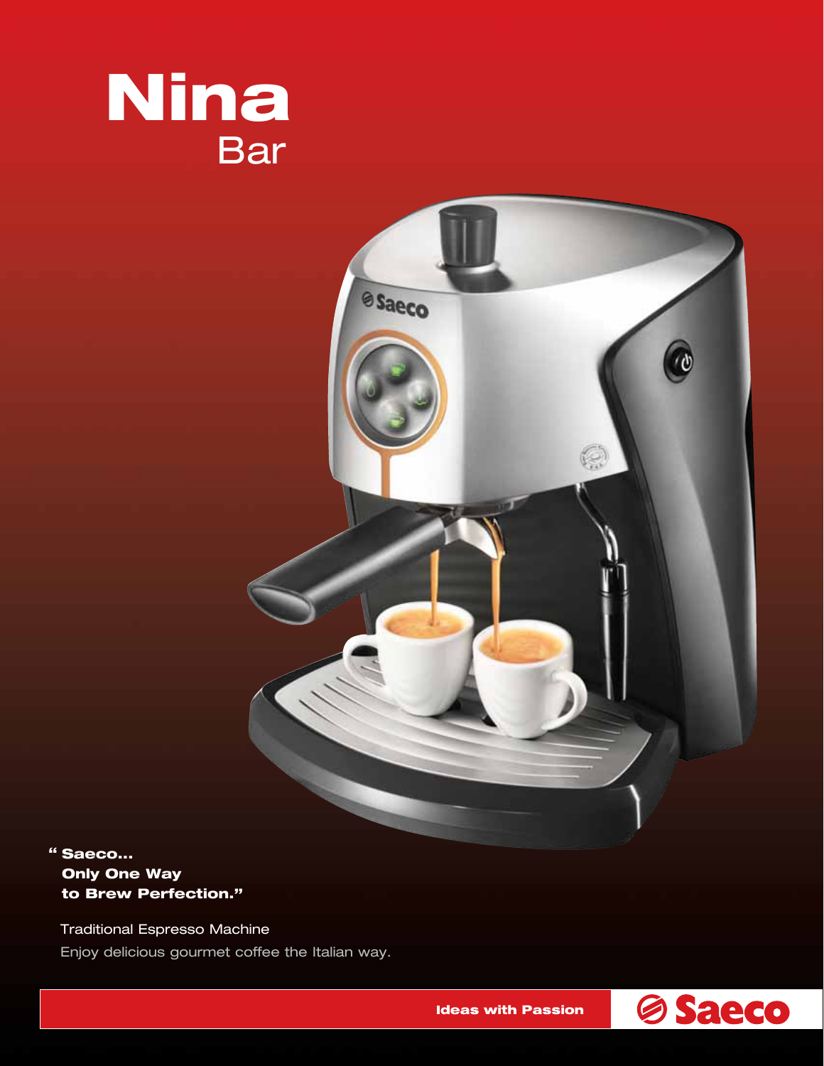# Nina
## Bar

**"Saeco... Only One Way to Brew Perfection."**

Traditional Espresso Machine

Enjoy delicious gourmet coffee the Italian way.

**Ideas with Passion**

Saeco